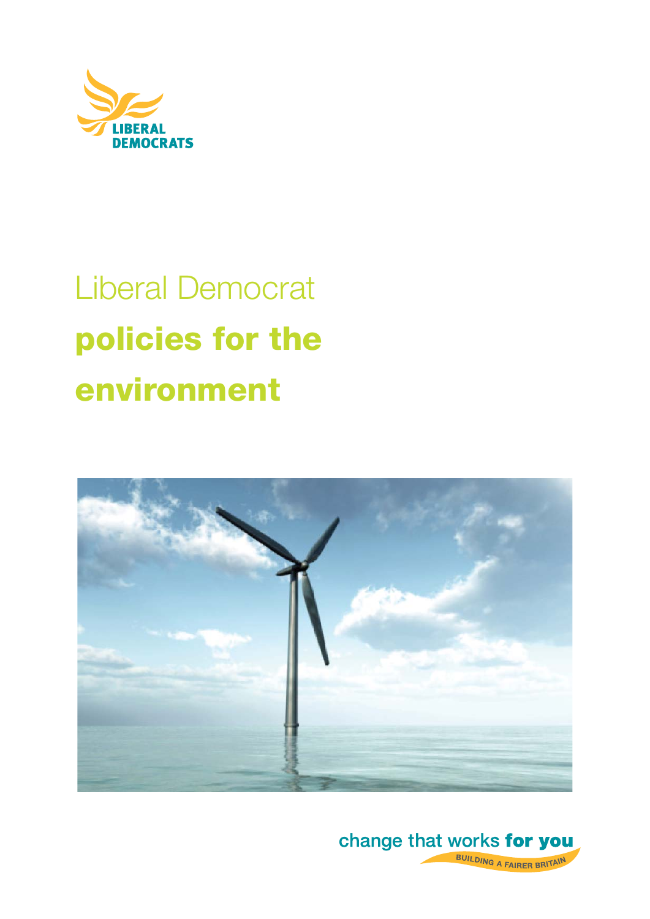LIBERAL DEMOCRATS

# Liberal Democrat **policies for the environment**

change that works **for you**

BUILDING A FAIRER BRITAIN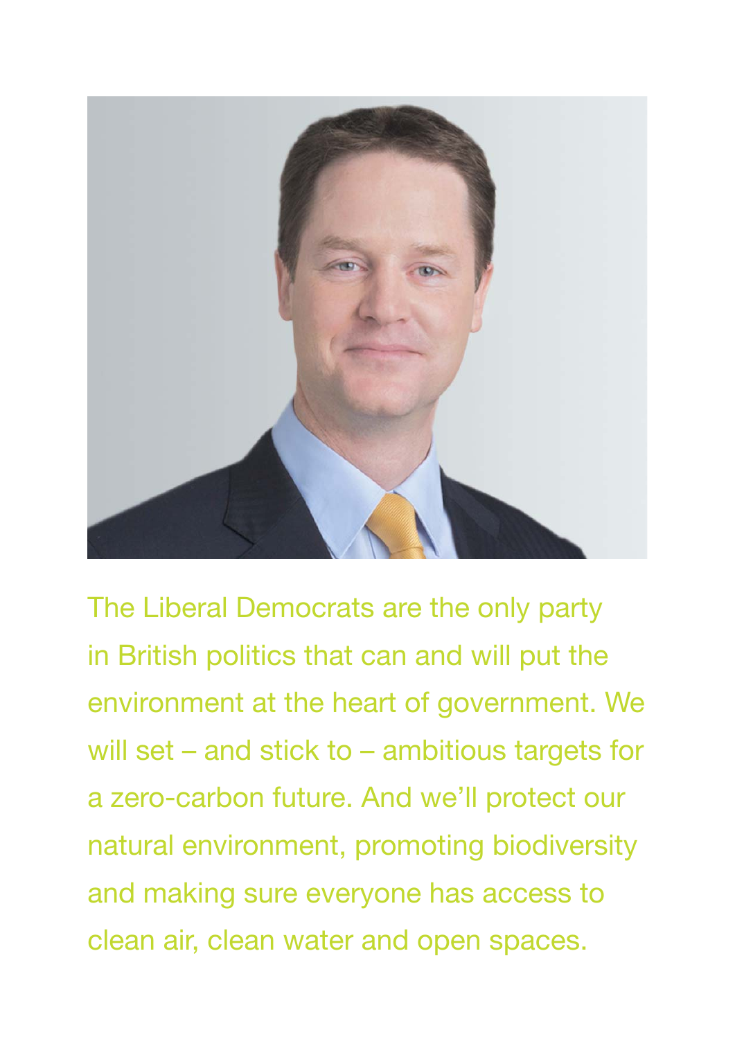The Liberal Democrats are the only party in British politics that can and will put the environment at the heart of government. We will set – and stick to – ambitious targets for a zero-carbon future. And we'll protect our natural environment, promoting biodiversity and making sure everyone has access to clean air, clean water and open spaces.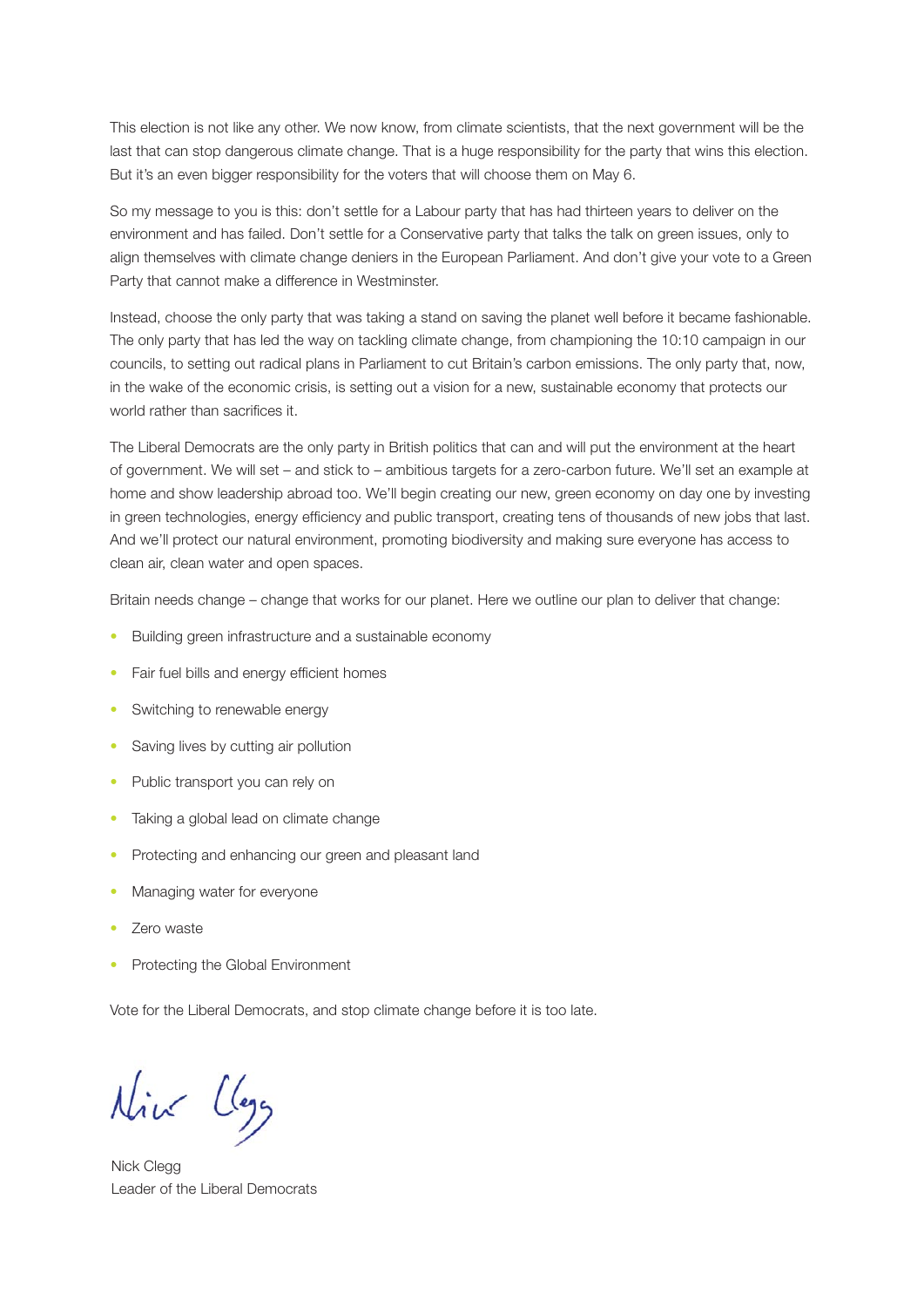This election is not like any other. We now know, from climate scientists, that the next government will be the last that can stop dangerous climate change. That is a huge responsibility for the party that wins this election. But it's an even bigger responsibility for the voters that will choose them on May 6.

So my message to you is this: don't settle for a Labour party that has had thirteen years to deliver on the environment and has failed. Don't settle for a Conservative party that talks the talk on green issues, only to align themselves with climate change deniers in the European Parliament. And don't give your vote to a Green Party that cannot make a difference in Westminster.

Instead, choose the only party that was taking a stand on saving the planet well before it became fashionable. The only party that has led the way on tackling climate change, from championing the 10:10 campaign in our councils, to setting out radical plans in Parliament to cut Britain's carbon emissions. The only party that, now, in the wake of the economic crisis, is setting out a vision for a new, sustainable economy that protects our world rather than sacrifices it.

The Liberal Democrats are the only party in British politics that can and will put the environment at the heart of government. We will set – and stick to – ambitious targets for a zero-carbon future. We'll set an example at home and show leadership abroad too. We'll begin creating our new, green economy on day one by investing in green technologies, energy efficiency and public transport, creating tens of thousands of new jobs that last. And we'll protect our natural environment, promoting biodiversity and making sure everyone has access to clean air, clean water and open spaces.

Britain needs change – change that works for our planet. Here we outline our plan to deliver that change:

- Building green infrastructure and a sustainable economy
- Fair fuel bills and energy efficient homes
- Switching to renewable energy
- Saving lives by cutting air pollution
- Public transport you can rely on
- Taking a global lead on climate change
- Protecting and enhancing our green and pleasant land
- Managing water for everyone
- Zero waste
- Protecting the Global Environment

Vote for the Liberal Democrats, and stop climate change before it is too late.

Nick Clegg

Nick Clegg
Leader of the Liberal Democrats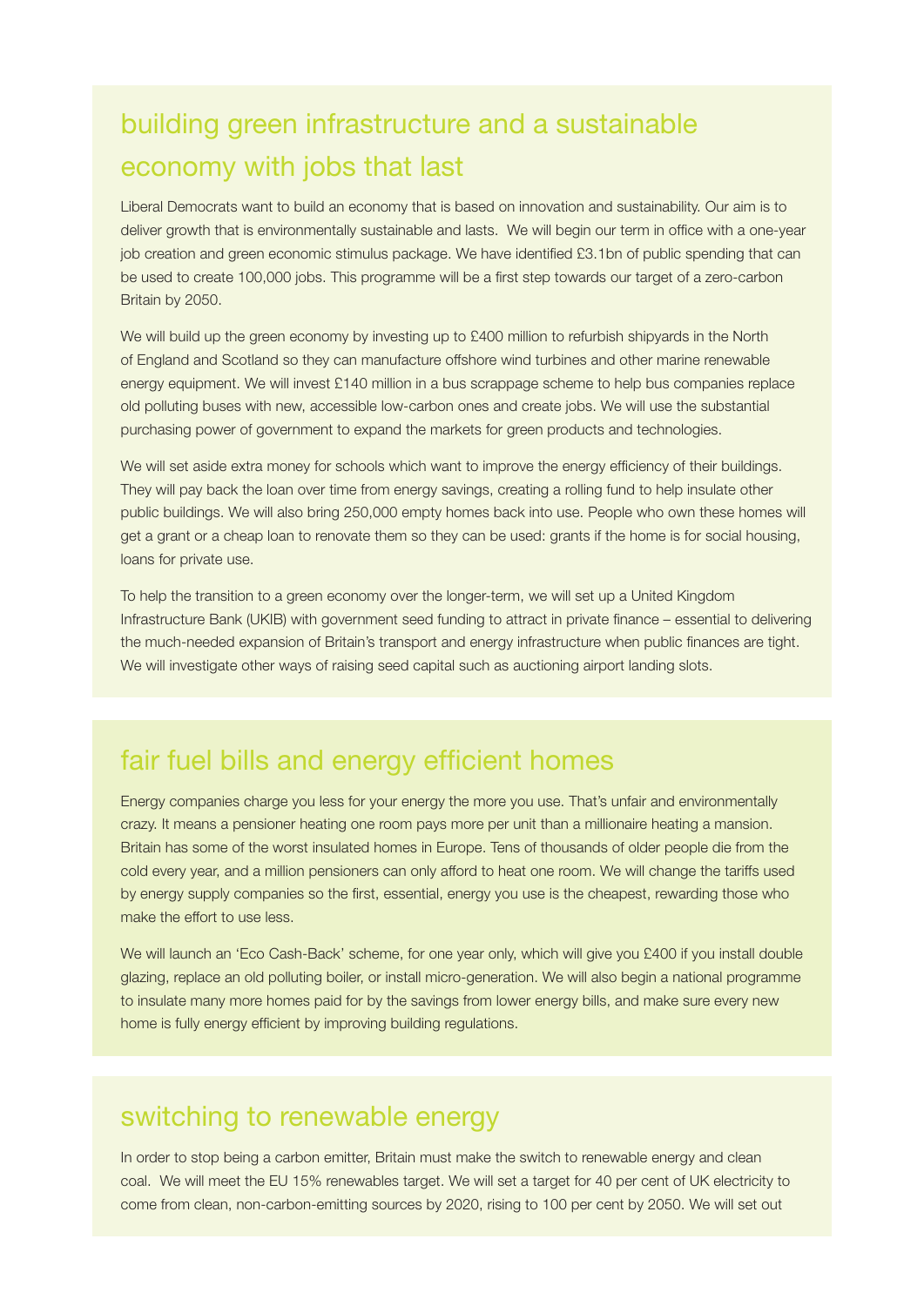## building green infrastructure and a sustainable economy with jobs that last

Liberal Democrats want to build an economy that is based on innovation and sustainability. Our aim is to deliver growth that is environmentally sustainable and lasts. We will begin our term in office with a one-year job creation and green economic stimulus package. We have identified £3.1bn of public spending that can be used to create 100,000 jobs. This programme will be a first step towards our target of a zero-carbon Britain by 2050.

We will build up the green economy by investing up to £400 million to refurbish shipyards in the North of England and Scotland so they can manufacture offshore wind turbines and other marine renewable energy equipment. We will invest £140 million in a bus scrappage scheme to help bus companies replace old polluting buses with new, accessible low-carbon ones and create jobs. We will use the substantial purchasing power of government to expand the markets for green products and technologies.

We will set aside extra money for schools which want to improve the energy efficiency of their buildings. They will pay back the loan over time from energy savings, creating a rolling fund to help insulate other public buildings. We will also bring 250,000 empty homes back into use. People who own these homes will get a grant or a cheap loan to renovate them so they can be used: grants if the home is for social housing, loans for private use.

To help the transition to a green economy over the longer-term, we will set up a United Kingdom Infrastructure Bank (UKIB) with government seed funding to attract in private finance – essential to delivering the much-needed expansion of Britain's transport and energy infrastructure when public finances are tight. We will investigate other ways of raising seed capital such as auctioning airport landing slots.

## fair fuel bills and energy efficient homes

Energy companies charge you less for your energy the more you use. That's unfair and environmentally crazy. It means a pensioner heating one room pays more per unit than a millionaire heating a mansion. Britain has some of the worst insulated homes in Europe. Tens of thousands of older people die from the cold every year, and a million pensioners can only afford to heat one room. We will change the tariffs used by energy supply companies so the first, essential, energy you use is the cheapest, rewarding those who make the effort to use less.

We will launch an 'Eco Cash-Back' scheme, for one year only, which will give you £400 if you install double glazing, replace an old polluting boiler, or install micro-generation. We will also begin a national programme to insulate many more homes paid for by the savings from lower energy bills, and make sure every new home is fully energy efficient by improving building regulations.

## switching to renewable energy

In order to stop being a carbon emitter, Britain must make the switch to renewable energy and clean coal. We will meet the EU 15% renewables target. We will set a target for 40 per cent of UK electricity to come from clean, non-carbon-emitting sources by 2020, rising to 100 per cent by 2050. We will set out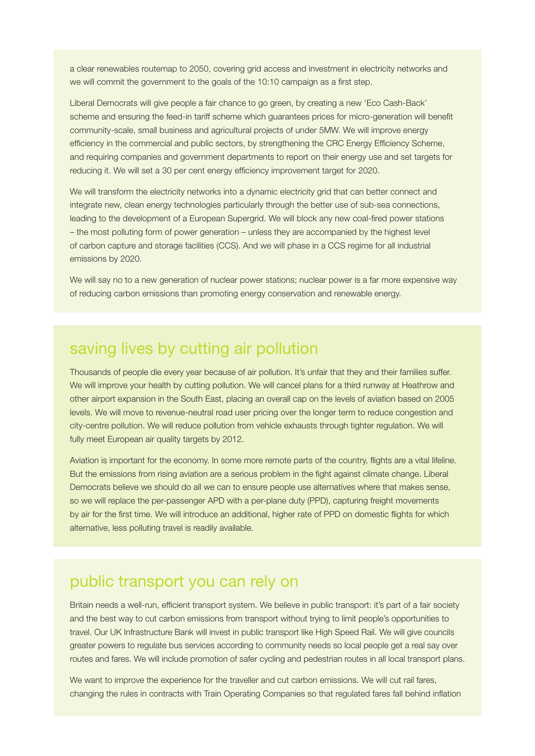a clear renewables routemap to 2050, covering grid access and investment in electricity networks and we will commit the government to the goals of the 10:10 campaign as a first step.

Liberal Democrats will give people a fair chance to go green, by creating a new 'Eco Cash-Back' scheme and ensuring the feed-in tariff scheme which guarantees prices for micro-generation will benefit community-scale, small business and agricultural projects of under 5MW. We will improve energy efficiency in the commercial and public sectors, by strengthening the CRC Energy Efficiency Scheme, and requiring companies and government departments to report on their energy use and set targets for reducing it. We will set a 30 per cent energy efficiency improvement target for 2020.

We will transform the electricity networks into a dynamic electricity grid that can better connect and integrate new, clean energy technologies particularly through the better use of sub-sea connections, leading to the development of a European Supergrid. We will block any new coal-fired power stations – the most polluting form of power generation – unless they are accompanied by the highest level of carbon capture and storage facilities (CCS). And we will phase in a CCS regime for all industrial emissions by 2020.

We will say no to a new generation of nuclear power stations; nuclear power is a far more expensive way of reducing carbon emissions than promoting energy conservation and renewable energy.

## saving lives by cutting air pollution

Thousands of people die every year because of air pollution. It's unfair that they and their families suffer. We will improve your health by cutting pollution. We will cancel plans for a third runway at Heathrow and other airport expansion in the South East, placing an overall cap on the levels of aviation based on 2005 levels. We will move to revenue-neutral road user pricing over the longer term to reduce congestion and city-centre pollution. We will reduce pollution from vehicle exhausts through tighter regulation. We will fully meet European air quality targets by 2012.

Aviation is important for the economy. In some more remote parts of the country, flights are a vital lifeline. But the emissions from rising aviation are a serious problem in the fight against climate change. Liberal Democrats believe we should do all we can to ensure people use alternatives where that makes sense, so we will replace the per-passenger APD with a per-plane duty (PPD), capturing freight movements by air for the first time. We will introduce an additional, higher rate of PPD on domestic flights for which alternative, less polluting travel is readily available.

## public transport you can rely on

Britain needs a well-run, efficient transport system. We believe in public transport: it's part of a fair society and the best way to cut carbon emissions from transport without trying to limit people's opportunities to travel. Our UK Infrastructure Bank will invest in public transport like High Speed Rail. We will give councils greater powers to regulate bus services according to community needs so local people get a real say over routes and fares. We will include promotion of safer cycling and pedestrian routes in all local transport plans.

We want to improve the experience for the traveller and cut carbon emissions. We will cut rail fares, changing the rules in contracts with Train Operating Companies so that regulated fares fall behind inflation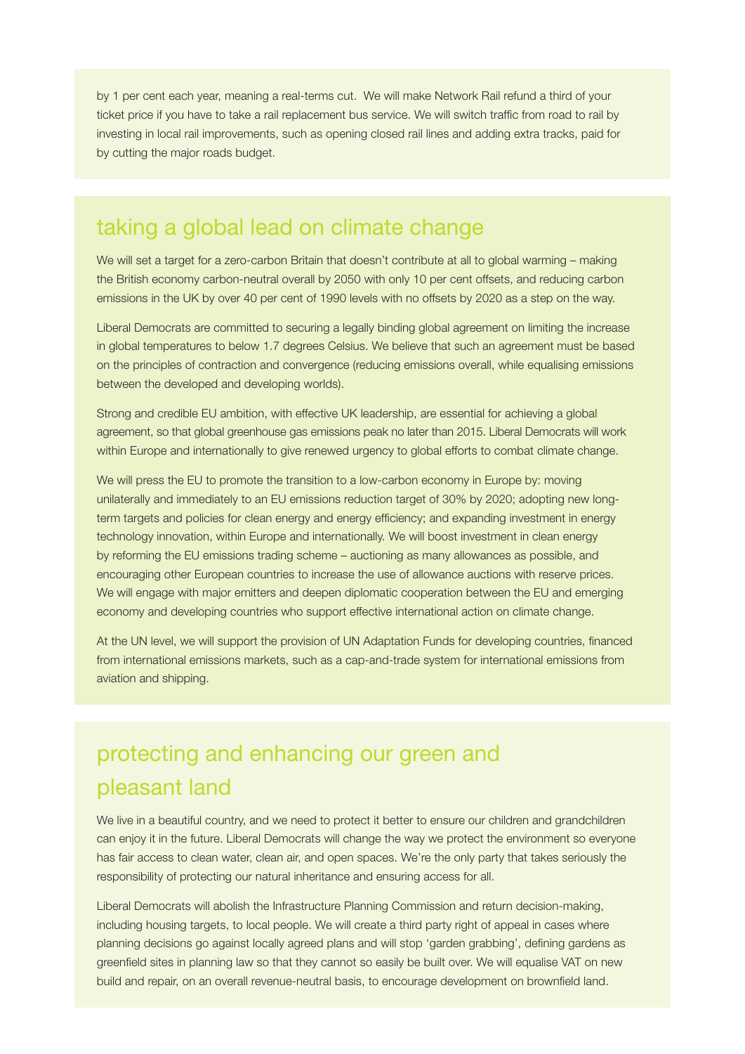by 1 per cent each year, meaning a real-terms cut. We will make Network Rail refund a third of your ticket price if you have to take a rail replacement bus service. We will switch traffic from road to rail by investing in local rail improvements, such as opening closed rail lines and adding extra tracks, paid for by cutting the major roads budget.

## taking a global lead on climate change

We will set a target for a zero-carbon Britain that doesn't contribute at all to global warming – making the British economy carbon-neutral overall by 2050 with only 10 per cent offsets, and reducing carbon emissions in the UK by over 40 per cent of 1990 levels with no offsets by 2020 as a step on the way.

Liberal Democrats are committed to securing a legally binding global agreement on limiting the increase in global temperatures to below 1.7 degrees Celsius. We believe that such an agreement must be based on the principles of contraction and convergence (reducing emissions overall, while equalising emissions between the developed and developing worlds).

Strong and credible EU ambition, with effective UK leadership, are essential for achieving a global agreement, so that global greenhouse gas emissions peak no later than 2015. Liberal Democrats will work within Europe and internationally to give renewed urgency to global efforts to combat climate change.

We will press the EU to promote the transition to a low-carbon economy in Europe by: moving unilaterally and immediately to an EU emissions reduction target of 30% by 2020; adopting new long-term targets and policies for clean energy and energy efficiency; and expanding investment in energy technology innovation, within Europe and internationally. We will boost investment in clean energy by reforming the EU emissions trading scheme – auctioning as many allowances as possible, and encouraging other European countries to increase the use of allowance auctions with reserve prices. We will engage with major emitters and deepen diplomatic cooperation between the EU and emerging economy and developing countries who support effective international action on climate change.

At the UN level, we will support the provision of UN Adaptation Funds for developing countries, financed from international emissions markets, such as a cap-and-trade system for international emissions from aviation and shipping.

## protecting and enhancing our green and pleasant land

We live in a beautiful country, and we need to protect it better to ensure our children and grandchildren can enjoy it in the future. Liberal Democrats will change the way we protect the environment so everyone has fair access to clean water, clean air, and open spaces. We're the only party that takes seriously the responsibility of protecting our natural inheritance and ensuring access for all.

Liberal Democrats will abolish the Infrastructure Planning Commission and return decision-making, including housing targets, to local people. We will create a third party right of appeal in cases where planning decisions go against locally agreed plans and will stop 'garden grabbing', defining gardens as greenfield sites in planning law so that they cannot so easily be built over. We will equalise VAT on new build and repair, on an overall revenue-neutral basis, to encourage development on brownfield land.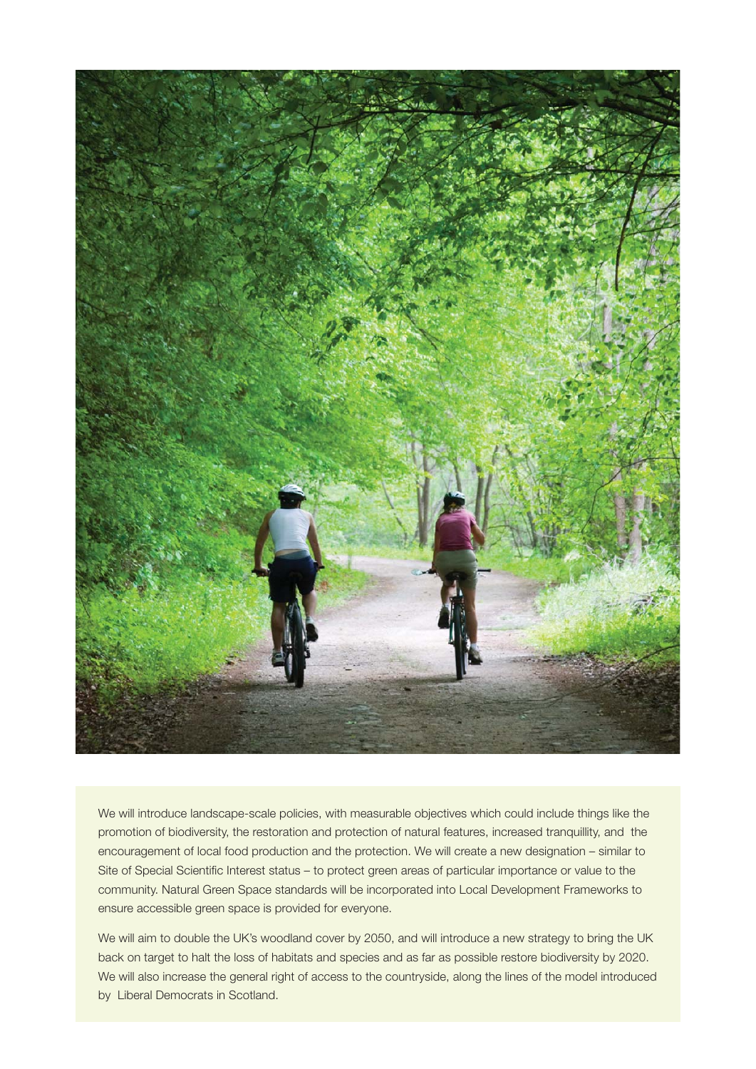We will introduce landscape-scale policies, with measurable objectives which could include things like the promotion of biodiversity, the restoration and protection of natural features, increased tranquillity, and the encouragement of local food production and the protection. We will create a new designation – similar to Site of Special Scientific Interest status – to protect green areas of particular importance or value to the community. Natural Green Space standards will be incorporated into Local Development Frameworks to ensure accessible green space is provided for everyone.

We will aim to double the UK's woodland cover by 2050, and will introduce a new strategy to bring the UK back on target to halt the loss of habitats and species and as far as possible restore biodiversity by 2020. We will also increase the general right of access to the countryside, along the lines of the model introduced by Liberal Democrats in Scotland.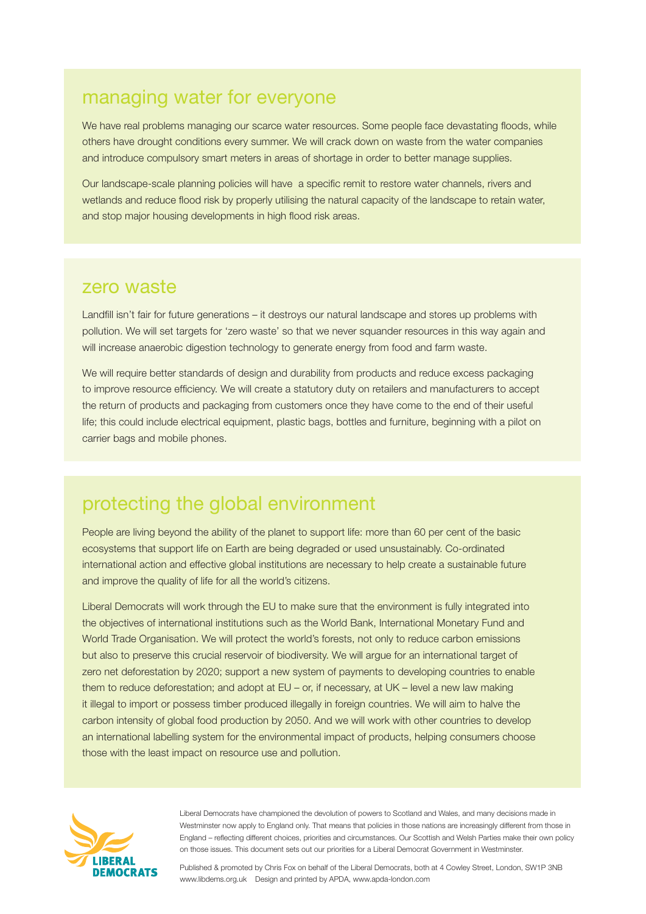## managing water for everyone

We have real problems managing our scarce water resources. Some people face devastating floods, while others have drought conditions every summer. We will crack down on waste from the water companies and introduce compulsory smart meters in areas of shortage in order to better manage supplies.

Our landscape-scale planning policies will have a specific remit to restore water channels, rivers and wetlands and reduce flood risk by properly utilising the natural capacity of the landscape to retain water, and stop major housing developments in high flood risk areas.

## zero waste

Landfill isn't fair for future generations – it destroys our natural landscape and stores up problems with pollution. We will set targets for 'zero waste' so that we never squander resources in this way again and will increase anaerobic digestion technology to generate energy from food and farm waste.

We will require better standards of design and durability from products and reduce excess packaging to improve resource efficiency. We will create a statutory duty on retailers and manufacturers to accept the return of products and packaging from customers once they have come to the end of their useful life; this could include electrical equipment, plastic bags, bottles and furniture, beginning with a pilot on carrier bags and mobile phones.

## protecting the global environment

People are living beyond the ability of the planet to support life: more than 60 per cent of the basic ecosystems that support life on Earth are being degraded or used unsustainably. Co-ordinated international action and effective global institutions are necessary to help create a sustainable future and improve the quality of life for all the world's citizens.

Liberal Democrats will work through the EU to make sure that the environment is fully integrated into the objectives of international institutions such as the World Bank, International Monetary Fund and World Trade Organisation. We will protect the world's forests, not only to reduce carbon emissions but also to preserve this crucial reservoir of biodiversity. We will argue for an international target of zero net deforestation by 2020; support a new system of payments to developing countries to enable them to reduce deforestation; and adopt at EU – or, if necessary, at UK – level a new law making it illegal to import or possess timber produced illegally in foreign countries. We will aim to halve the carbon intensity of global food production by 2050. And we will work with other countries to develop an international labelling system for the environmental impact of products, helping consumers choose those with the least impact on resource use and pollution.

LIBERAL DEMOCRATS

Liberal Democrats have championed the devolution of powers to Scotland and Wales, and many decisions made in Westminster now apply to England only. That means that policies in those nations are increasingly different from those in England – reflecting different choices, priorities and circumstances. Our Scottish and Welsh Parties make their own policy on those issues. This document sets out our priorities for a Liberal Democrat Government in Westminster.

Published & promoted by Chris Fox on behalf of the Liberal Democrats, both at 4 Cowley Street, London, SW1P 3NB
www.libdems.org.uk Design and printed by APDA, www.apda-london.com